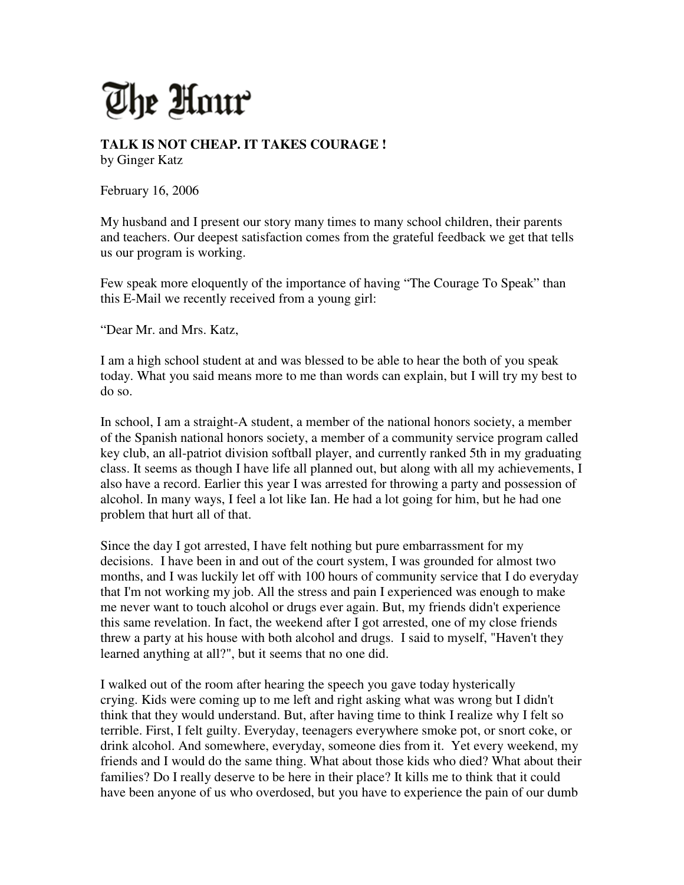# The Hour

**TALK IS NOT CHEAP. IT TAKES COURAGE !**
by Ginger Katz

February 16, 2006

My husband and I present our story many times to many school children, their parents and teachers. Our deepest satisfaction comes from the grateful feedback we get that tells us our program is working.

Few speak more eloquently of the importance of having "The Courage To Speak" than this E-Mail we recently received from a young girl:

"Dear Mr. and Mrs. Katz,

I am a high school student at and was blessed to be able to hear the both of you speak today. What you said means more to me than words can explain, but I will try my best to do so.

In school, I am a straight-A student, a member of the national honors society, a member of the Spanish national honors society, a member of a community service program called key club, an all-patriot division softball player, and currently ranked 5th in my graduating class. It seems as though I have life all planned out, but along with all my achievements, I also have a record. Earlier this year I was arrested for throwing a party and possession of alcohol. In many ways, I feel a lot like Ian. He had a lot going for him, but he had one problem that hurt all of that.

Since the day I got arrested, I have felt nothing but pure embarrassment for my decisions. I have been in and out of the court system, I was grounded for almost two months, and I was luckily let off with 100 hours of community service that I do everyday that I'm not working my job. All the stress and pain I experienced was enough to make me never want to touch alcohol or drugs ever again. But, my friends didn't experience this same revelation. In fact, the weekend after I got arrested, one of my close friends threw a party at his house with both alcohol and drugs. I said to myself, "Haven't they learned anything at all?", but it seems that no one did.

I walked out of the room after hearing the speech you gave today hysterically crying. Kids were coming up to me left and right asking what was wrong but I didn't think that they would understand. But, after having time to think I realize why I felt so terrible. First, I felt guilty. Everyday, teenagers everywhere smoke pot, or snort coke, or drink alcohol. And somewhere, everyday, someone dies from it. Yet every weekend, my friends and I would do the same thing. What about those kids who died? What about their families? Do I really deserve to be here in their place? It kills me to think that it could have been anyone of us who overdosed, but you have to experience the pain of our dumb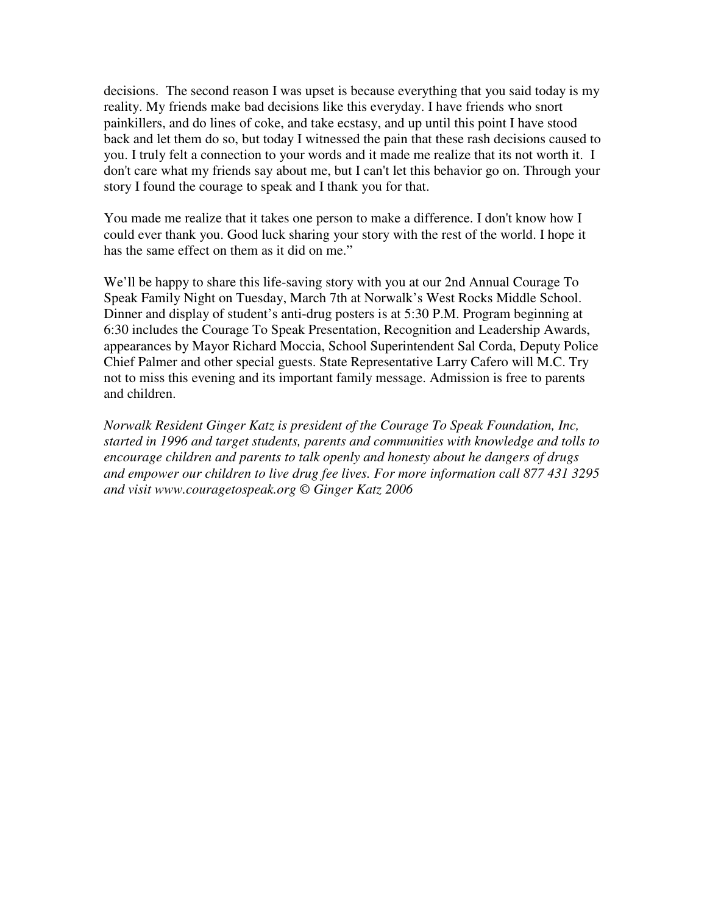decisions. The second reason I was upset is because everything that you said today is my reality. My friends make bad decisions like this everyday. I have friends who snort painkillers, and do lines of coke, and take ecstasy, and up until this point I have stood back and let them do so, but today I witnessed the pain that these rash decisions caused to you. I truly felt a connection to your words and it made me realize that its not worth it. I don't care what my friends say about me, but I can't let this behavior go on. Through your story I found the courage to speak and I thank you for that.

You made me realize that it takes one person to make a difference. I don't know how I could ever thank you. Good luck sharing your story with the rest of the world. I hope it has the same effect on them as it did on me."

We'll be happy to share this life-saving story with you at our 2nd Annual Courage To Speak Family Night on Tuesday, March 7th at Norwalk's West Rocks Middle School. Dinner and display of student's anti-drug posters is at 5:30 P.M. Program beginning at 6:30 includes the Courage To Speak Presentation, Recognition and Leadership Awards, appearances by Mayor Richard Moccia, School Superintendent Sal Corda, Deputy Police Chief Palmer and other special guests. State Representative Larry Cafero will M.C. Try not to miss this evening and its important family message. Admission is free to parents and children.

*Norwalk Resident Ginger Katz is president of the Courage To Speak Foundation, Inc, started in 1996 and target students, parents and communities with knowledge and tolls to encourage children and parents to talk openly and honesty about he dangers of drugs and empower our children to live drug fee lives. For more information call 877 431 3295 and visit www.couragetospeak.org © Ginger Katz 2006*